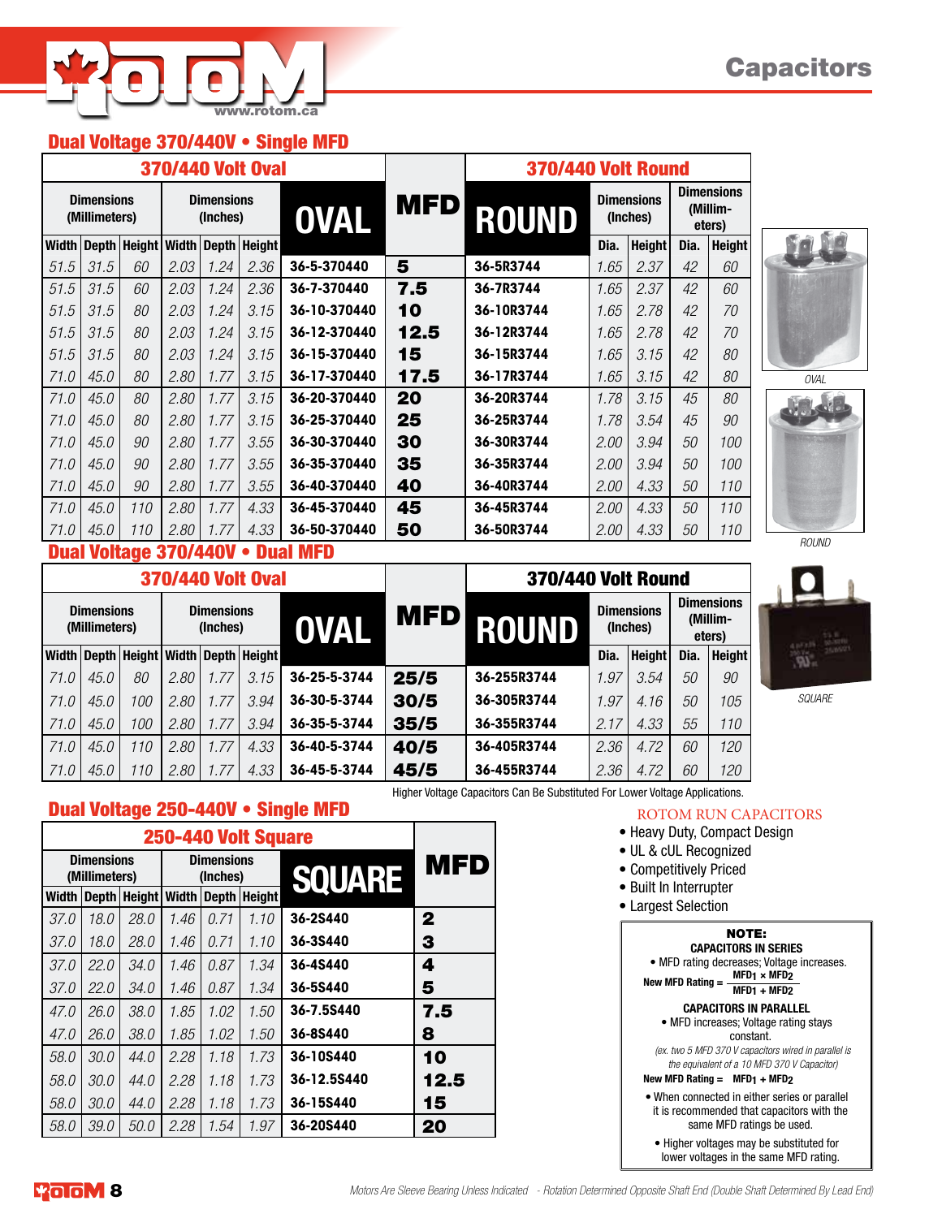# Capacitors

## Dual Voltage 370/440V • Single MFD

| 370/440 Volt Oval | | | | | | | MFD | 370/440 Volt Round | | | | |
|---|---|---|---|---|---|---|---|---|---|---|---|---|
| Dimensions (Millimeters) | | | Dimensions (Inches) | | | OVAL | | ROUND | Dimensions (Inches) | | Dimensions (Millimeters) | |
| Width | Depth | Height | Width | Depth | Height | | | | Dia. | Height | Dia. | Height |
| 51.5 | 31.5 | 60 | 2.03 | 1.24 | 2.36 | 36-5-370440 | 5 | 36-5R3744 | 1.65 | 2.37 | 42 | 60 |
| 51.5 | 31.5 | 60 | 2.03 | 1.24 | 2.36 | 36-7-370440 | 7.5 | 36-7R3744 | 1.65 | 2.37 | 42 | 60 |
| 51.5 | 31.5 | 80 | 2.03 | 1.24 | 3.15 | 36-10-370440 | 10 | 36-10R3744 | 1.65 | 2.78 | 42 | 70 |
| 51.5 | 31.5 | 80 | 2.03 | 1.24 | 3.15 | 36-12-370440 | 12.5 | 36-12R3744 | 1.65 | 2.78 | 42 | 70 |
| 51.5 | 31.5 | 80 | 2.03 | 1.24 | 3.15 | 36-15-370440 | 15 | 36-15R3744 | 1.65 | 3.15 | 42 | 80 |
| 71.0 | 45.0 | 80 | 2.80 | 1.77 | 3.15 | 36-17-370440 | 17.5 | 36-17R3744 | 1.65 | 3.15 | 42 | 80 |
| 71.0 | 45.0 | 80 | 2.80 | 1.77 | 3.15 | 36-20-370440 | 20 | 36-20R3744 | 1.78 | 3.15 | 45 | 80 |
| 71.0 | 45.0 | 80 | 2.80 | 1.77 | 3.15 | 36-25-370440 | 25 | 36-25R3744 | 1.78 | 3.54 | 45 | 90 |
| 71.0 | 45.0 | 90 | 2.80 | 1.77 | 3.55 | 36-30-370440 | 30 | 36-30R3744 | 2.00 | 3.94 | 50 | 100 |
| 71.0 | 45.0 | 90 | 2.80 | 1.77 | 3.55 | 36-35-370440 | 35 | 36-35R3744 | 2.00 | 3.94 | 50 | 100 |
| 71.0 | 45.0 | 90 | 2.80 | 1.77 | 3.55 | 36-40-370440 | 40 | 36-40R3744 | 2.00 | 4.33 | 50 | 110 |
| 71.0 | 45.0 | 110 | 2.80 | 1.77 | 4.33 | 36-45-370440 | 45 | 36-45R3744 | 2.00 | 4.33 | 50 | 110 |
| 71.0 | 45.0 | 110 | 2.80 | 1.77 | 4.33 | 36-50-370440 | 50 | 36-50R3744 | 2.00 | 4.33 | 50 | 110 |

OVAL

ROUND

## Dual Voltage 370/440V • Dual MFD

| 370/440 Volt Oval | | | | | | | MFD | 370/440 Volt Round | | | | |
|---|---|---|---|---|---|---|---|---|---|---|---|---|
| Dimensions (Millimeters) | | | Dimensions (Inches) | | | OVAL | | ROUND | Dimensions (Inches) | | Dimensions (Millimeters) | |
| Width | Depth | Height | Width | Depth | Height | | | | Dia. | Height | Dia. | Height |
| 71.0 | 45.0 | 80 | 2.80 | 1.77 | 3.15 | 36-25-5-3744 | 25/5 | 36-255R3744 | 1.97 | 3.54 | 50 | 90 |
| 71.0 | 45.0 | 100 | 2.80 | 1.77 | 3.94 | 36-30-5-3744 | 30/5 | 36-305R3744 | 1.97 | 4.16 | 50 | 105 |
| 71.0 | 45.0 | 100 | 2.80 | 1.77 | 3.94 | 36-35-5-3744 | 35/5 | 36-355R3744 | 2.17 | 4.33 | 55 | 110 |
| 71.0 | 45.0 | 110 | 2.80 | 1.77 | 4.33 | 36-40-5-3744 | 40/5 | 36-405R3744 | 2.36 | 4.72 | 60 | 120 |
| 71.0 | 45.0 | 110 | 2.80 | 1.77 | 4.33 | 36-45-5-3744 | 45/5 | 36-455R3744 | 2.36 | 4.72 | 60 | 120 |

SQUARE

Higher Voltage Capacitors Can Be Substituted For Lower Voltage Applications.

## Dual Voltage 250-440V • Single MFD

| 250-440 Volt Square | | | | | | | MFD |
|---|---|---|---|---|---|---|---|
| Dimensions (Millimeters) | | | Dimensions (Inches) | | | SQUARE | |
| Width | Depth | Height | Width | Depth | Height | | |
| 37.0 | 18.0 | 28.0 | 1.46 | 0.71 | 1.10 | 36-2S440 | 2 |
| 37.0 | 18.0 | 28.0 | 1.46 | 0.71 | 1.10 | 36-3S440 | 3 |
| 37.0 | 22.0 | 34.0 | 1.46 | 0.87 | 1.34 | 36-4S440 | 4 |
| 37.0 | 22.0 | 34.0 | 1.46 | 0.87 | 1.34 | 36-5S440 | 5 |
| 47.0 | 26.0 | 38.0 | 1.85 | 1.02 | 1.50 | 36-7.5S440 | 7.5 |
| 47.0 | 26.0 | 38.0 | 1.85 | 1.02 | 1.50 | 36-8S440 | 8 |
| 58.0 | 30.0 | 44.0 | 2.28 | 1.18 | 1.73 | 36-10S440 | 10 |
| 58.0 | 30.0 | 44.0 | 2.28 | 1.18 | 1.73 | 36-12.5S440 | 12.5 |
| 58.0 | 30.0 | 44.0 | 2.28 | 1.18 | 1.73 | 36-15S440 | 15 |
| 58.0 | 39.0 | 50.0 | 2.28 | 1.54 | 1.97 | 36-20S440 | 20 |

### ROTOM RUN CAPACITORS

- Heavy Duty, Compact Design
- UL & cUL Recognized
- Competitively Priced
- Built In Interrupter
- Largest Selection

**NOTE:**

**CAPACITORS IN SERIES**

- MFD rating decreases; Voltage increases.

**New MFD Rating =** $\frac{MFD_1 \times MFD_2}{MFD_1 + MFD_2}$

**CAPACITORS IN PARALLEL**

- MFD increases; Voltage rating stays constant.

*(ex. two 5 MFD 370 V capacitors wired in parallel is the equivalent of a 10 MFD 370 V Capacitor)*

**New MFD Rating =** $MFD_1 + MFD_2$

- When connected in either series or parallel it is recommended that capacitors with the same MFD ratings be used.
- Higher voltages may be substituted for lower voltages in the same MFD rating.

*Motors Are Sleeve Bearing Unless Indicated - Rotation Determined Opposite Shaft End (Double Shaft Determined By Lead End)*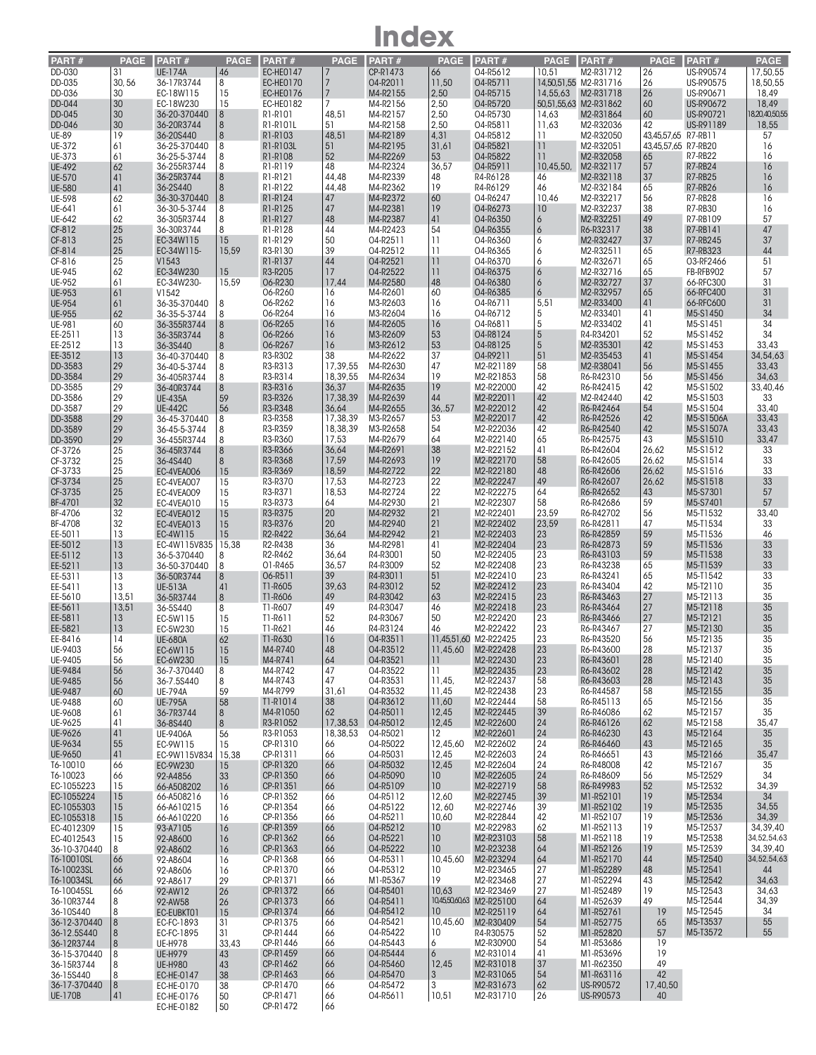# Index

| PART # | PAGE | PART # | PAGE | PART # | PAGE | PART # | PAGE | PART # | PAGE | PART # | PAGE | PART # | PAGE |
|---|---|---|---|---|---|---|---|---|---|---|---|---|---|
| DD-030 | 31 | UE-174A | 46 | EC-HE0147 | 7 | CP-R1473 | 66 | O4-R5612 | 10,51 | M2-R31712 | 26 | US-R90574 | 17,50,55 |
| DD-035 | 30, 56 | 36-17R3744 | 8 | EC-HE0170 | 7 | O4-R2011 | 11,50 | O4-R5711 | 14,50,51,55 | M2-R31716 | 26 | US-R90575 | 18,50,55 |
| DD-036 | 30 | EC-18W115 | 15 | EC-HE0176 | 7 | M4-R2155 | 2,50 | O4-R5715 | 14,55,63 | M2-R31718 | 26 | US-R90671 | 18,49 |
| DD-044 | 30 | EC-18W230 | 15 | EC-HE0182 | 7 | M4-R2156 | 2,50 | O4-R5720 | 50,51,55,63 | M2-R31862 | 60 | US-R90672 | 18,49 |
| DD-045 | 30 | 36-20-370440 | 8 | R1-R101 | 48,51 | M4-R2157 | 2,50 | O4-R5730 | 14,63 | M2-R31864 | 60 | US-R90721 | 18,20,40,50,55 |
| DD-046 | 30 | 36-20R3744 | 8 | R1-R101L | 51 | M4-R2158 | 2,50 | O4-R5811 | 11,63 | M2-R32036 | 42 | US-R91189 | 18,55 |
| UE-89 | 19 | 36-20S440 | 8 | R1-R103 | 48,51 | M4-R2189 | 4,31 | O4-R5812 | 11 | M2-R32050 | 43,45,57,65 | R7-RB11 | 57 |
| UE-372 | 61 | 36-25-370440 | 8 | R1-R103L | 51 | M4-R2195 | 31,61 | O4-R5821 | 11 | M2-R32051 | 43,45,57,65 | R7-RB20 | 16 |
| UE-373 | 61 | 36-25-5-3744 | 8 | R1-R108 | 52 | M4-R2269 | 53 | O4-R5822 | 11 | M2-R32058 | 65 | R7-RB22 | 16 |
| UE-492 | 62 | 36-255R3744 | 8 | R1-R119 | 48 | M4-R2324 | 36,57 | O4-R5911 | 10,45,50, | M2-R32117 | 57 | R7-RB24 | 16 |
| UE-570 | 41 | 36-25R3744 | 8 | R1-R121 | 44,48 | M4-R2339 | 48 | R4-R6128 | 46 | M2-R32118 | 37 | R7-RB25 | 16 |
| UE-580 | 41 | 36-2S440 | 8 | R1-R122 | 44,48 | M4-R2362 | 19 | R4-R6129 | 46 | M2-R32184 | 65 | R7-RB26 | 16 |
| UE-598 | 62 | 36-30-370440 | 8 | R1-R124 | 47 | M4-R2372 | 60 | O4-R6247 | 10,46 | M2-R32217 | 56 | R7-RB28 | 16 |
| UE-641 | 61 | 36-30-5-3744 | 8 | R1-R125 | 47 | M4-R2381 | 19 | O4-R6273 | 10 | M2-R32237 | 38 | R7-RB30 | 16 |
| UE-642 | 62 | 36-305R3744 | 8 | R1-R127 | 48 | M4-R2387 | 41 | O4-R6350 | 6 | M2-R32251 | 49 | R7-RB109 | 57 |
| CF-812 | 25 | 36-30R3744 | 8 | R1-R128 | 44 | M4-R2423 | 54 | O4-R6355 | 6 | M2-R32317 | 38 | R7-RB141 | 47 |
| CF-813 | 25 | EC-34W115 | 15 | R1-R129 | 50 | O4-R2511 | 11 | O4-R6360 | 6 | M2-R32427 | 37 | R7-RB245 | 37 |
| CF-814 | 25 | EC-34W115- | 15,59 | R3-R130 | 39 | O4-R2512 | 11 | O4-R6365 | 6 | M2-R32511 | 65 | R7-RB323 | 44 |
| CF-816 | 25 | V1543 | | R1-R137 | 44 | O4-R2521 | 11 | O4-R6370 | 6 | M2-R32671 | 65 | O3-RF2466 | 51 |
| UE-945 | 62 | EC-34W230 | 15 | R3-R205 | 17 | O4-R2522 | 11 | O4-R6375 | 6 | M2-R32716 | 65 | FB-RFB902 | 57 |
| UE-952 | 61 | EC-34W230- | 15,59 | O6-R230 | 17,44 | M4-R2580 | 48 | O4-R6380 | 6 | M2-R32727 | 37 | 66-RFC300 | 31 |
| UE-953 | 61 | V1542 | | O6-R260 | 16 | M4-R2601 | 60 | O4-R6385 | 6 | M2-R32957 | 65 | 66-RFC400 | 31 |
| UE-954 | 61 | 36-35-370440 | 8 | O6-R262 | 16 | M3-R2603 | 16 | O4-R6711 | 5,51 | M2-R33400 | 41 | 66-RFC600 | 31 |
| UE-955 | 62 | 36-35-5-3744 | 8 | O6-R264 | 16 | M3-R2604 | 16 | O4-R6712 | 5 | M2-R33401 | 41 | M5-S1450 | 34 |
| UE-981 | 60 | 36-355R3744 | 8 | O6-R265 | 16 | M4-R2605 | 16 | O4-R6811 | 5 | M2-R33402 | 41 | M5-S1451 | 34 |
| EE-2511 | 13 | 36-35R3744 | 8 | O6-R266 | 16 | M3-R2609 | 53 | O4-R8124 | 5 | R4-R34201 | 52 | M5-S1452 | 34 |
| EE-2512 | 13 | 36-3S440 | 8 | O6-R267 | 16 | M3-R2612 | 53 | O4-R8125 | 5 | M2-R35301 | 42 | M5-S1453 | 33,43 |
| EE-3512 | 13 | 36-40-370440 | 8 | R3-R302 | 38 | M4-R2622 | 37 | O4-R9211 | 51 | M2-R35453 | 41 | M5-S1454 | 34,54,63 |
| DD-3583 | 29 | 36-40-5-3744 | 8 | R3-R313 | 17,39,55 | M4-R2630 | 47 | M2-R21189 | 58 | M2-R38041 | 56 | M5-S1455 | 33,43 |
| DD-3584 | 29 | 36-405R3744 | 8 | R3-R314 | 18,39,55 | M4-R2634 | 19 | M2-R21853 | 58 | R6-R42310 | 56 | M5-S1456 | 34,63 |
| DD-3585 | 29 | 36-40R3744 | 8 | R3-R316 | 36,37 | M4-R2635 | 19 | M2-R22000 | 42 | R6-R42415 | 42 | M5-S1502 | 33,40,46 |
| DD-3586 | 29 | UE-435A | 59 | R3-R326 | 17,38,39 | M4-R2639 | 44 | M2-R22011 | 42 | M2-R42440 | 42 | M5-S1503 | 33 |
| DD-3587 | 29 | UE-442C | 56 | R3-R348 | 36,64 | M4-R2655 | 36,.57 | M2-R22012 | 42 | R6-R42464 | 54 | M5-S1504 | 33,40 |
| DD-3588 | 29 | 36-45-370440 | 8 | R3-R358 | 17,38,39 | M3-R2657 | 53 | M2-R22017 | 42 | R6-R42526 | 42 | M5-S1506A | 33,43 |
| DD-3589 | 29 | 36-45-5-3744 | 8 | R3-R359 | 18,38,39 | M3-R2658 | 54 | M2-R22036 | 42 | R6-R42540 | 42 | M5-S1507A | 33,43 |
| DD-3590 | 29 | 36-455R3744 | 8 | R3-R360 | 17,53 | M4-R2679 | 64 | M2-R22140 | 65 | R6-R42575 | 43 | M5-S1510 | 33,47 |
| CF-3726 | 25 | 36-45R3744 | 8 | R3-R366 | 36,64 | M4-R2691 | 38 | M2-R22152 | 41 | R6-R42604 | 26,62 | M5-S1512 | 33 |
| CF-3732 | 25 | 36-4S440 | 8 | R3-R368 | 17,59 | M4-R2693 | 19 | M2-R22170 | 58 | R6-R42605 | 26,62 | M5-S1514 | 33 |
| CF-3733 | 25 | EC-4VEA006 | 15 | R3-R369 | 18,59 | M4-R2722 | 22 | M2-R22180 | 48 | R6-R42606 | 26,62 | M5-S1516 | 33 |
| CF-3734 | 25 | EC-4VEA007 | 15 | R3-R370 | 17,53 | M4-R2723 | 22 | M2-R22247 | 49 | R6-R42607 | 26,62 | M5-S1518 | 33 |
| CF-3735 | 25 | EC-4VEA009 | 15 | R3-R371 | 18,53 | M4-R2724 | 22 | M2-R22275 | 64 | R6-R42652 | 43 | M5-S7301 | 57 |
| BF-4701 | 32 | EC-4VEA010 | 15 | R3-R373 | 64 | M4-R2930 | 21 | M2-R22307 | 58 | R6-R42686 | 59 | M5-S7401 | 57 |
| BF-4706 | 32 | EC-4VEA012 | 15 | R3-R375 | 20 | M4-R2932 | 21 | M2-R22401 | 23,59 | R6-R42702 | 56 | M5-T1532 | 33,40 |
| BF-4708 | 32 | EC-4VEA013 | 15 | R3-R376 | 20 | M4-R2940 | 21 | M2-R22402 | 23,59 | R6-R42811 | 47 | M5-T1534 | 33 |
| EE-5011 | 13 | EC-4W115 | 15 | R2-R422 | 36,64 | M4-R2942 | 21 | M2-R22403 | 23 | R6-R42859 | 59 | M5-T1536 | 46 |
| EE-5012 | 13 | EC-4W115V835 | 15,38 | R2-R438 | 36 | M4-R2981 | 41 | M2-R22404 | 23 | R6-R42873 | 59 | M5-T1536 | 33 |
| EE-5112 | 13 | 36-5-370440 | 8 | R2-R462 | 36,64 | R4-R3001 | 50 | M2-R22405 | 23 | R6-R43103 | 59 | M5-T1538 | 33 |
| EE-5211 | 13 | 36-50-370440 | 8 | O1-R465 | 36,57 | R4-R3009 | 52 | M2-R22408 | 23 | R6-R43238 | 65 | M5-T1539 | 33 |
| EE-5311 | 13 | 36-50R3744 | 8 | O6-R511 | 39 | R4-R3011 | 51 | M2-R22410 | 23 | R6-R43241 | 65 | M5-T1542 | 33 |
| EE-5411 | 13 | UE-513A | 41 | T1-R605 | 39,63 | R4-R3012 | 52 | M2-R22412 | 23 | R6-R43404 | 42 | M5-T2110 | 35 |
| EE-5610 | 13,51 | 36-5R3744 | 8 | T1-R606 | 49 | R4-R3042 | 63 | M2-R22415 | 23 | R6-R43463 | 27 | M5-T2113 | 35 |
| EE-5611 | 13,51 | 36-5S440 | 8 | T1-R607 | 49 | R4-R3047 | 46 | M2-R22418 | 23 | R6-R43464 | 27 | M5-T2118 | 35 |
| EE-5811 | 13 | EC-5W115 | 15 | T1-R611 | 52 | R4-R3067 | 50 | M2-R22420 | 23 | R6-R43466 | 27 | M5-T2121 | 35 |
| EE-5821 | 13 | EC-5W230 | 15 | T1-R621 | 46 | R4-R3124 | 46 | M2-R22422 | 23 | R6-R43467 | 27 | M5-T2130 | 35 |
| EE-8416 | 14 | UE-680A | 62 | T1-R630 | 16 | O4-R3511 | 11,45,51,60 | M2-R22425 | 23 | R6-R43520 | 56 | M5-T2135 | 35 |
| UE-9403 | 56 | EC-6W115 | 15 | M4-R740 | 48 | O4-R3512 | 11,45,60 | M2-R22428 | 23 | R6-R43600 | 28 | M5-T2137 | 35 |
| UE-9405 | 56 | EC-6W230 | 15 | M4-R741 | 64 | O4-R3521 | 11 | M2-R22430 | 23 | R6-R43601 | 28 | M5-T2140 | 35 |
| UE-9484 | 56 | 36-7-370440 | 8 | M4-R742 | 47 | O4-R3522 | 11 | M2-R22435 | 23 | R6-R43602 | 28 | M5-T2142 | 35 |
| UE-9485 | 56 | 36-7.5S440 | 8 | M4-R743 | 47 | O4-R3531 | 11,45, | M2-R22437 | 58 | R6-R43603 | 28 | M5-T2143 | 35 |
| UE-9487 | 60 | UE-794A | 59 | M4-R799 | 31,61 | O4-R3532 | 11,45 | M2-R22438 | 23 | R6-R44587 | 58 | M5-T2155 | 35 |
| UE-9488 | 60 | UE-795A | 58 | T1-R1014 | 38 | O4-R3612 | 11,60 | M2-R22444 | 58 | R6-R45113 | 65 | M5-T2156 | 35 |
| UE-9608 | 61 | 36-7R3744 | 8 | M4-R1050 | 62 | O4-R5011 | 12,45 | M2-R22445 | 39 | R6-R46086 | 62 | M5-T2157 | 35 |
| UE-9625 | 41 | 36-8S440 | 8 | R3-R1052 | 17,38,53 | O4-R5012 | 12,45 | M2-R22600 | 24 | R6-R46126 | 62 | M5-T2158 | 35,47 |
| UE-9626 | 41 | UE-9406A | 56 | R3-R1053 | 18,38,53 | O4-R5021 | 12 | M2-R22601 | 24 | R6-R46230 | 43 | M5-T2164 | 35 |
| UE-9634 | 55 | EC-9W115 | 15 | CP-R1310 | 66 | O4-R5022 | 12,45,60 | M2-R22602 | 24 | R6-R46460 | 43 | M5-T2165 | 35 |
| UE-9650 | 41 | EC-9W115V834 | 15,38 | CP-R1311 | 66 | O4-R5031 | 12,45 | M2-R22603 | 24 | R6-R46651 | 43 | M5-T2166 | 35,47 |
| T6-10010 | 66 | EC-9W230 | 15 | CP-R1320 | 66 | O4-R5032 | 12,45 | M2-R22604 | 24 | R6-R48008 | 42 | M5-T2167 | 35 |
| T6-10023 | 66 | 92-A4856 | 33 | CP-R1350 | 66 | O4-R5090 | 10 | M2-R22605 | 24 | R6-R48609 | 56 | M5-T2529 | 34 |
| EC-1055223 | 15 | 66-A508202 | 16 | CP-R1351 | 66 | O4-R5109 | 10 | M2-R22719 | 58 | R6-R49983 | 52 | M5-T2532 | 34,39 |
| EC-1055224 | 15 | 66-A508216 | 16 | CP-R1352 | 66 | O4-R5112 | 12,60 | M2-R22745 | 39 | M1-R52101 | 19 | M5-T2534 | 34 |
| EC-1055303 | 15 | 66-A610215 | 16 | CP-R1354 | 66 | O4-R5122 | 12,60 | M2-R22746 | 39 | M1-R52102 | 19 | M5-T2535 | 34,55 |
| EC-1055318 | 15 | 66-A610220 | 16 | CP-R1356 | 66 | O4-R5211 | 10,60 | M2-R22844 | 42 | M1-R52107 | 19 | M5-T2536 | 34,39 |
| EC-4012309 | 15 | 93-A7105 | 16 | CP-R1359 | 66 | O4-R5212 | 10 | M2-R22983 | 62 | M1-R52113 | 19 | M5-T2537 | 34,39,40 |
| EC-4012543 | 15 | 92-A8600 | 16 | CP-R1362 | 66 | O4-R5221 | 10 | M2-R23103 | 58 | M1-R52118 | 19 | M5-T2538 | 34,52,54,63 |
| 36-10-370440 | 8 | 92-A8602 | 16 | CP-R1363 | 66 | O4-R5222 | 10 | M2-R23238 | 64 | M1-R52126 | 19 | M5-T2539 | 34,39,40 |
| T6-10010SL | 66 | 92-A8604 | 16 | CP-R1368 | 66 | O4-R5311 | 10,45,60 | M2-R23294 | 64 | M1-R52170 | 44 | M5-T2540 | 34,52,54,63 |
| T6-10023SL | 66 | 92-A8606 | 16 | CP-R1370 | 66 | O4-R5312 | 10 | M2-R23465 | 27 | M1-R52289 | 48 | M5-T2541 | 44 |
| T6-10034SL | 66 | 92-A8617 | 29 | CP-R1371 | 66 | M1-R5367 | 19 | M2-R23468 | 27 | M1-R52294 | 43 | M5-T2542 | 34,63 |
| T6-10045SL | 66 | 92-AW17 | 26 | CP-R1372 | 66 | O4-R5401 | 10,63 | M2-R23469 | 27 | M1-R52489 | 19 | M5-T2543 | 34,63 |
| 36-10R3744 | 8 | 92-AW58 | 26 | CP-R1373 | 66 | O4-R5411 | 10,45,50,60,63 | M2-R25100 | 64 | M1-R52639 | 49 | M5-T2544 | 34,39 |
| 36-10S440 | 8 | EC-EUBKT01 | 15 | CP-R1374 | 66 | O4-R5412 | 10 | M2-R25119 | 64 | M1-R52761 | 19 | M5-T2545 | 34 |
| 36-12-370440 | 8 | EC-FC-1893 | 31 | CP-R1375 | 66 | O4-R5421 | 10,45,60 | M2-R30419 | 54 | M1-R52775 | 65 | M5-T3537 | 55 |
| 36-12.5S440 | 8 | EC-FC-1895 | 31 | CP-R1444 | 66 | O4-R5422 | 10 | R4-R30575 | 52 | M1-R52820 | 57 | M5-T3572 | 55 |
| 36-12R3744 | 8 | UE-H978 | 33,43 | CP-R1446 | 66 | O4-R5443 | 6 | M2-R30900 | 54 | M1-R53686 | 19 | | |
| 36-15-370440 | 8 | UE-H979 | 43 | CP-R1459 | 66 | O4-R5444 | 6 | M2-R31014 | 41 | M1-R53696 | 19 | | |
| 36-15R3744 | 8 | UE-H980 | 43 | CP-R1462 | 66 | O4-R5460 | 12,45 | M2-R31018 | 37 | M1-R62350 | 49 | | |
| 36-15S440 | 8 | EC-HE-0147 | 38 | CP-R1463 | 66 | O4-R5470 | 3 | M2-R31065 | 54 | M1-R63116 | 42 | | |
| 36-17-370440 | 8 | EC-HE-0170 | 38 | CP-R1470 | 66 | O4-R5472 | 3 | M2-R31673 | 62 | US-R90572 | 17,40,50 | | |
| UE-170B | 41 | EC-HE-0176 | 50 | CP-R1471 | 66 | O4-R5611 | 10,51 | M2-R31710 | 26 | US-R90573 | 40 | | |
| | | EC-HE-0182 | 50 | CP-R1472 | 66 | | | | | | | | |